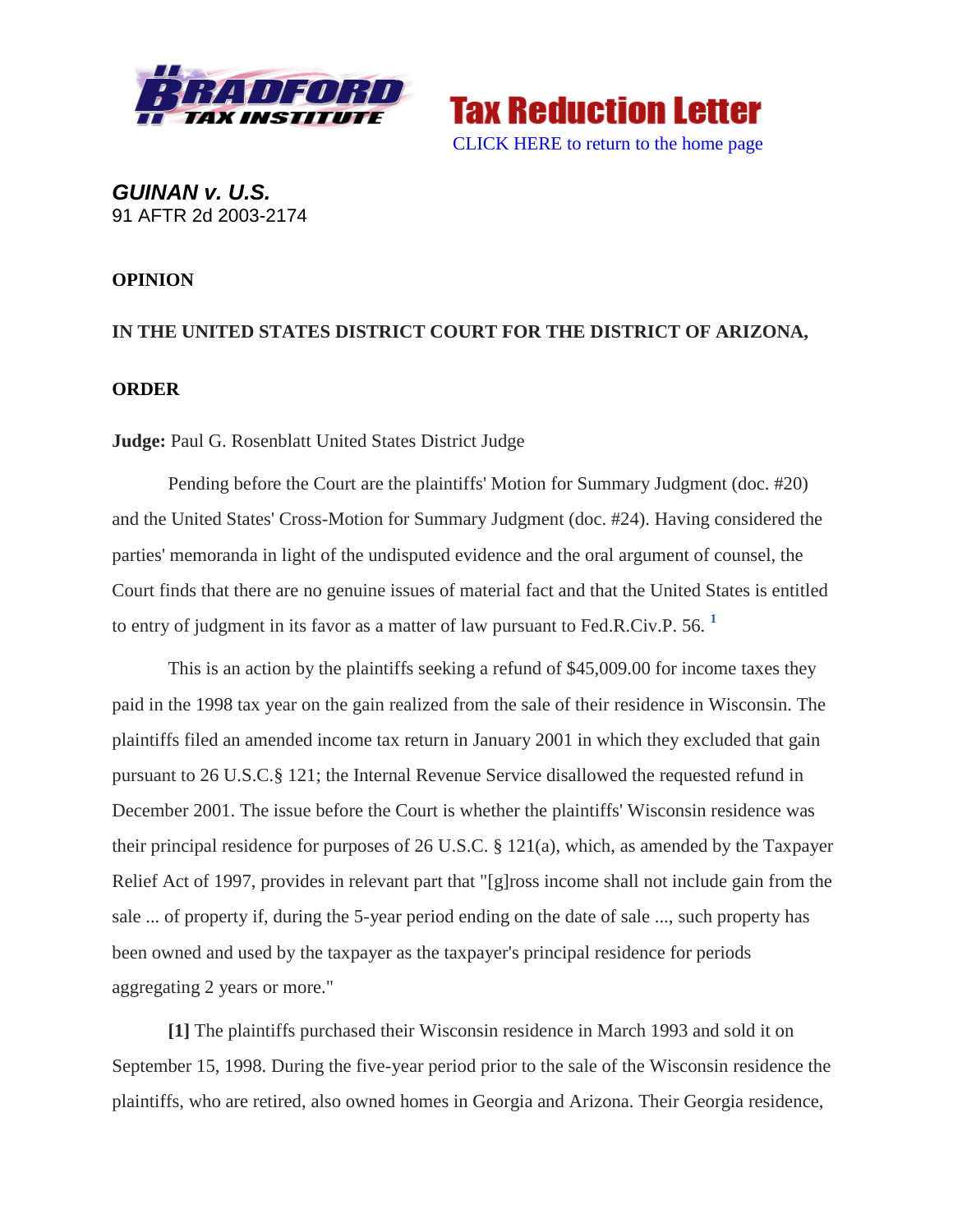Bradford Tax Institute — **Tax Reduction Letter**

CLICK HERE to return to the home page

***GUINAN v. U.S.***
91 AFTR 2d 2003-2174

**OPINION**

**IN THE UNITED STATES DISTRICT COURT FOR THE DISTRICT OF ARIZONA,**

**ORDER**

**Judge:** Paul G. Rosenblatt United States District Judge

Pending before the Court are the plaintiffs' Motion for Summary Judgment (doc. #20) and the United States' Cross-Motion for Summary Judgment (doc. #24). Having considered the parties' memoranda in light of the undisputed evidence and the oral argument of counsel, the Court finds that there are no genuine issues of material fact and that the United States is entitled to entry of judgment in its favor as a matter of law pursuant to Fed.R.Civ.P. 56. [1]

This is an action by the plaintiffs seeking a refund of $45,009.00 for income taxes they paid in the 1998 tax year on the gain realized from the sale of their residence in Wisconsin. The plaintiffs filed an amended income tax return in January 2001 in which they excluded that gain pursuant to 26 U.S.C.§ 121; the Internal Revenue Service disallowed the requested refund in December 2001. The issue before the Court is whether the plaintiffs' Wisconsin residence was their principal residence for purposes of 26 U.S.C. § 121(a), which, as amended by the Taxpayer Relief Act of 1997, provides in relevant part that "[g]ross income shall not include gain from the sale ... of property if, during the 5-year period ending on the date of sale ..., such property has been owned and used by the taxpayer as the taxpayer's principal residence for periods aggregating 2 years or more."

**[1]** The plaintiffs purchased their Wisconsin residence in March 1993 and sold it on September 15, 1998. During the five-year period prior to the sale of the Wisconsin residence the plaintiffs, who are retired, also owned homes in Georgia and Arizona. Their Georgia residence,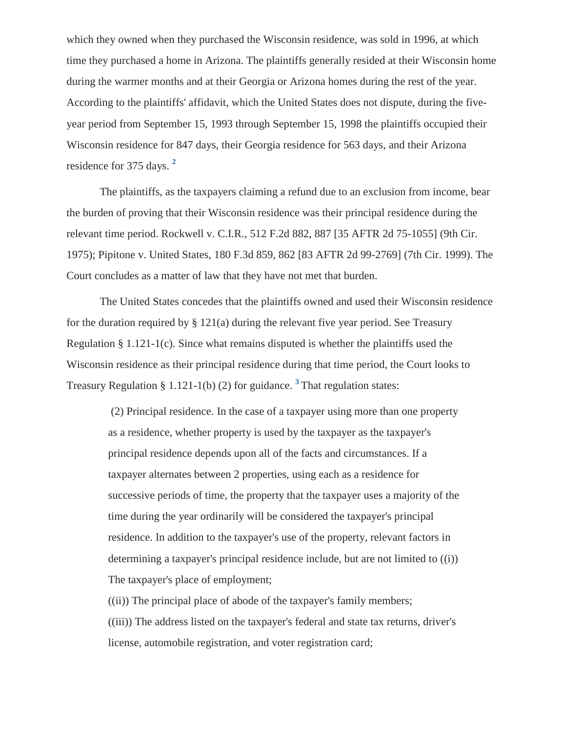which they owned when they purchased the Wisconsin residence, was sold in 1996, at which time they purchased a home in Arizona. The plaintiffs generally resided at their Wisconsin home during the warmer months and at their Georgia or Arizona homes during the rest of the year. According to the plaintiffs' affidavit, which the United States does not dispute, during the five-year period from September 15, 1993 through September 15, 1998 the plaintiffs occupied their Wisconsin residence for 847 days, their Georgia residence for 563 days, and their Arizona residence for 375 days. [2]

The plaintiffs, as the taxpayers claiming a refund due to an exclusion from income, bear the burden of proving that their Wisconsin residence was their principal residence during the relevant time period. Rockwell v. C.I.R., 512 F.2d 882, 887 [35 AFTR 2d 75-1055] (9th Cir. 1975); Pipitone v. United States, 180 F.3d 859, 862 [83 AFTR 2d 99-2769] (7th Cir. 1999). The Court concludes as a matter of law that they have not met that burden.

The United States concedes that the plaintiffs owned and used their Wisconsin residence for the duration required by § 121(a) during the relevant five year period. See Treasury Regulation § 1.121-1(c). Since what remains disputed is whether the plaintiffs used the Wisconsin residence as their principal residence during that time period, the Court looks to Treasury Regulation § 1.121-1(b) (2) for guidance. [3] That regulation states:

> (2) Principal residence. In the case of a taxpayer using more than one property as a residence, whether property is used by the taxpayer as the taxpayer's principal residence depends upon all of the facts and circumstances. If a taxpayer alternates between 2 properties, using each as a residence for successive periods of time, the property that the taxpayer uses a majority of the time during the year ordinarily will be considered the taxpayer's principal residence. In addition to the taxpayer's use of the property, relevant factors in determining a taxpayer's principal residence include, but are not limited to ((i)) The taxpayer's place of employment;
>
> ((ii)) The principal place of abode of the taxpayer's family members;
>
> ((iii)) The address listed on the taxpayer's federal and state tax returns, driver's license, automobile registration, and voter registration card;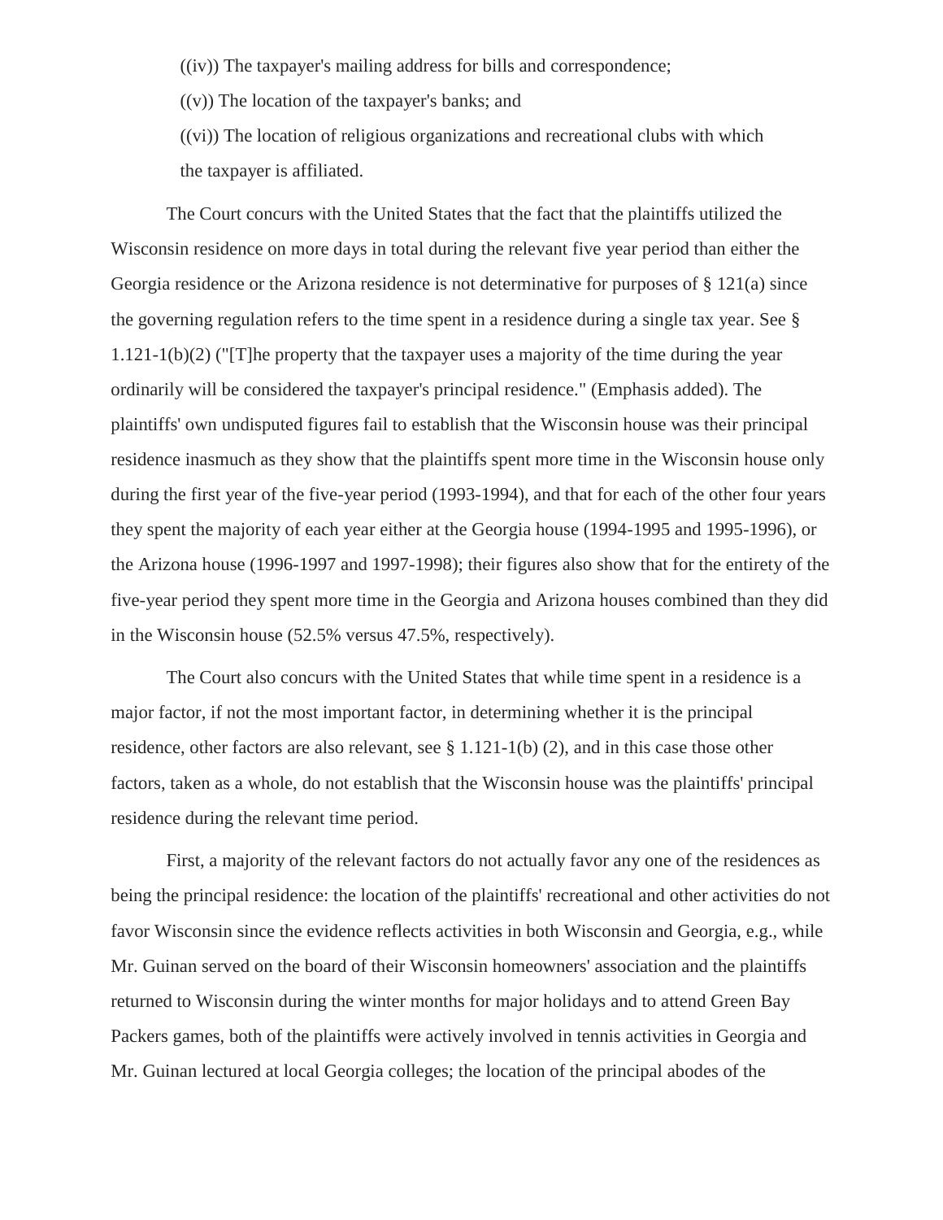((iv)) The taxpayer's mailing address for bills and correspondence;

((v)) The location of the taxpayer's banks; and

((vi)) The location of religious organizations and recreational clubs with which the taxpayer is affiliated.

The Court concurs with the United States that the fact that the plaintiffs utilized the Wisconsin residence on more days in total during the relevant five year period than either the Georgia residence or the Arizona residence is not determinative for purposes of § 121(a) since the governing regulation refers to the time spent in a residence during a single tax year. See § 1.121-1(b)(2) ("[T]he property that the taxpayer uses a majority of the time during the year ordinarily will be considered the taxpayer's principal residence." (Emphasis added). The plaintiffs' own undisputed figures fail to establish that the Wisconsin house was their principal residence inasmuch as they show that the plaintiffs spent more time in the Wisconsin house only during the first year of the five-year period (1993-1994), and that for each of the other four years they spent the majority of each year either at the Georgia house (1994-1995 and 1995-1996), or the Arizona house (1996-1997 and 1997-1998); their figures also show that for the entirety of the five-year period they spent more time in the Georgia and Arizona houses combined than they did in the Wisconsin house (52.5% versus 47.5%, respectively).

The Court also concurs with the United States that while time spent in a residence is a major factor, if not the most important factor, in determining whether it is the principal residence, other factors are also relevant, see § 1.121-1(b) (2), and in this case those other factors, taken as a whole, do not establish that the Wisconsin house was the plaintiffs' principal residence during the relevant time period.

First, a majority of the relevant factors do not actually favor any one of the residences as being the principal residence: the location of the plaintiffs' recreational and other activities do not favor Wisconsin since the evidence reflects activities in both Wisconsin and Georgia, e.g., while Mr. Guinan served on the board of their Wisconsin homeowners' association and the plaintiffs returned to Wisconsin during the winter months for major holidays and to attend Green Bay Packers games, both of the plaintiffs were actively involved in tennis activities in Georgia and Mr. Guinan lectured at local Georgia colleges; the location of the principal abodes of the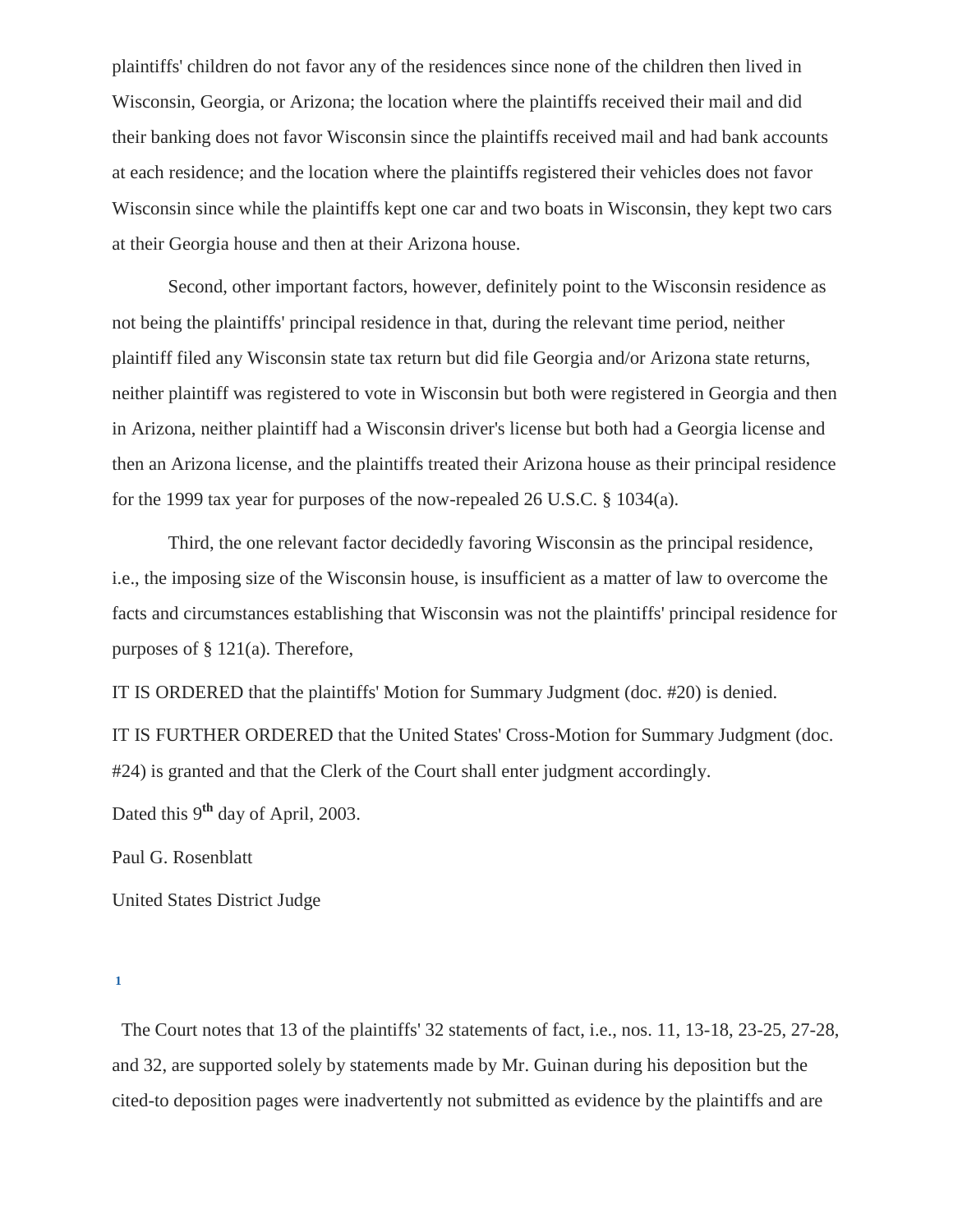plaintiffs' children do not favor any of the residences since none of the children then lived in Wisconsin, Georgia, or Arizona; the location where the plaintiffs received their mail and did their banking does not favor Wisconsin since the plaintiffs received mail and had bank accounts at each residence; and the location where the plaintiffs registered their vehicles does not favor Wisconsin since while the plaintiffs kept one car and two boats in Wisconsin, they kept two cars at their Georgia house and then at their Arizona house.

Second, other important factors, however, definitely point to the Wisconsin residence as not being the plaintiffs' principal residence in that, during the relevant time period, neither plaintiff filed any Wisconsin state tax return but did file Georgia and/or Arizona state returns, neither plaintiff was registered to vote in Wisconsin but both were registered in Georgia and then in Arizona, neither plaintiff had a Wisconsin driver's license but both had a Georgia license and then an Arizona license, and the plaintiffs treated their Arizona house as their principal residence for the 1999 tax year for purposes of the now-repealed 26 U.S.C. § 1034(a).

Third, the one relevant factor decidedly favoring Wisconsin as the principal residence, i.e., the imposing size of the Wisconsin house, is insufficient as a matter of law to overcome the facts and circumstances establishing that Wisconsin was not the plaintiffs' principal residence for purposes of § 121(a). Therefore,

IT IS ORDERED that the plaintiffs' Motion for Summary Judgment (doc. #20) is denied.

IT IS FURTHER ORDERED that the United States' Cross-Motion for Summary Judgment (doc. #24) is granted and that the Clerk of the Court shall enter judgment accordingly.

Dated this 9th day of April, 2003.

Paul G. Rosenblatt

United States District Judge

[1] The Court notes that 13 of the plaintiffs' 32 statements of fact, i.e., nos. 11, 13-18, 23-25, 27-28, and 32, are supported solely by statements made by Mr. Guinan during his deposition but the cited-to deposition pages were inadvertently not submitted as evidence by the plaintiffs and are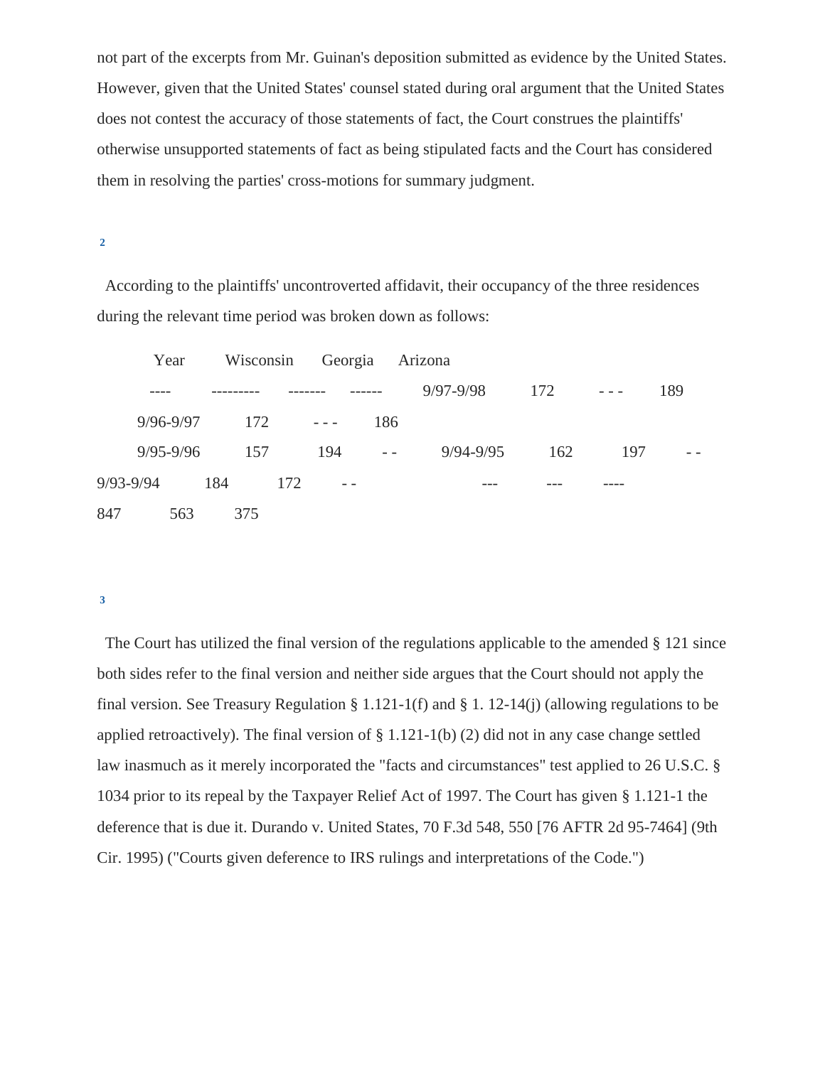not part of the excerpts from Mr. Guinan's deposition submitted as evidence by the United States. However, given that the United States' counsel stated during oral argument that the United States does not contest the accuracy of those statements of fact, the Court construes the plaintiffs' otherwise unsupported statements of fact as being stipulated facts and the Court has considered them in resolving the parties' cross-motions for summary judgment.

2

According to the plaintiffs' uncontroverted affidavit, their occupancy of the three residences during the relevant time period was broken down as follows:

| Year | Wisconsin | Georgia | Arizona |
|---|---|---|---|
| 9/97-9/98 | 172 | - - - | 189 |
| 9/96-9/97 | 172 | - - - | 186 |
| 9/95-9/96 | 157 | 194 | - - |
| 9/94-9/95 | 162 | 197 | - - |
| 9/93-9/94 | 184 | 172 | - - |
| | --- | --- | ---- |
| | 847 | 563 | 375 |

3

The Court has utilized the final version of the regulations applicable to the amended § 121 since both sides refer to the final version and neither side argues that the Court should not apply the final version. See Treasury Regulation § 1.121-1(f) and § 1. 12-14(j) (allowing regulations to be applied retroactively). The final version of § 1.121-1(b) (2) did not in any case change settled law inasmuch as it merely incorporated the "facts and circumstances" test applied to 26 U.S.C. § 1034 prior to its repeal by the Taxpayer Relief Act of 1997. The Court has given § 1.121-1 the deference that is due it. Durando v. United States, 70 F.3d 548, 550 [76 AFTR 2d 95-7464] (9th Cir. 1995) ("Courts given deference to IRS rulings and interpretations of the Code.")